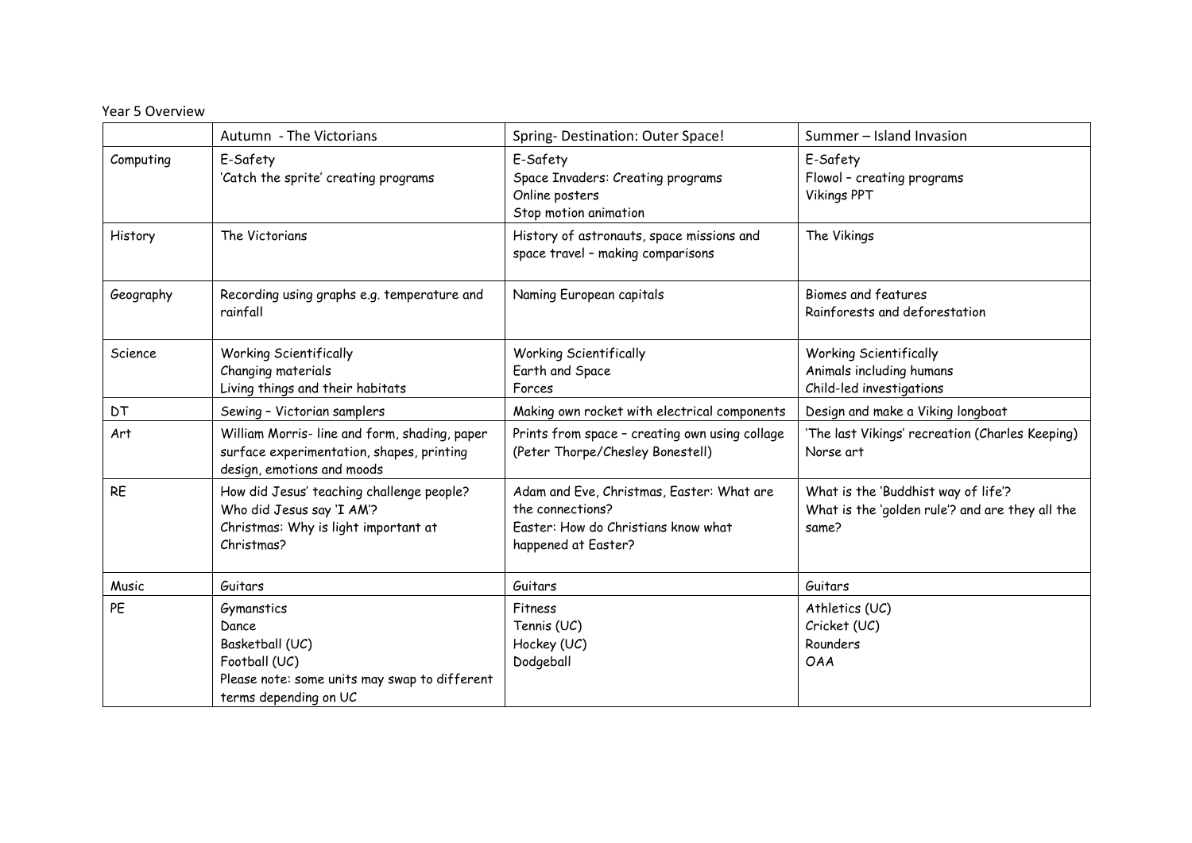Year 5 Overview

| | Autumn - The Victorians | Spring- Destination: Outer Space! | Summer – Island Invasion |
|---|---|---|---|
| Computing | E-Safety<br>'Catch the sprite' creating programs | E-Safety<br>Space Invaders: Creating programs<br>Online posters<br>Stop motion animation | E-Safety<br>Flowol – creating programs<br>Vikings PPT |
| History | The Victorians | History of astronauts, space missions and space travel – making comparisons | The Vikings |
| Geography | Recording using graphs e.g. temperature and rainfall | Naming European capitals | Biomes and features<br>Rainforests and deforestation |
| Science | Working Scientifically<br>Changing materials<br>Living things and their habitats | Working Scientifically<br>Earth and Space<br>Forces | Working Scientifically<br>Animals including humans<br>Child-led investigations |
| DT | Sewing – Victorian samplers | Making own rocket with electrical components | Design and make a Viking longboat |
| Art | William Morris- line and form, shading, paper surface experimentation, shapes, printing design, emotions and moods | Prints from space – creating own using collage (Peter Thorpe/Chesley Bonestell) | 'The last Vikings' recreation (Charles Keeping)<br>Norse art |
| RE | How did Jesus' teaching challenge people?<br>Who did Jesus say 'I AM'?<br>Christmas: Why is light important at Christmas? | Adam and Eve, Christmas, Easter: What are the connections?<br>Easter: How do Christians know what happened at Easter? | What is the 'Buddhist way of life'?<br>What is the 'golden rule'? and are they all the same? |
| Music | Guitars | Guitars | Guitars |
| PE | Gymanstics<br>Dance<br>Basketball (UC)<br>Football (UC)<br>Please note: some units may swap to different terms depending on UC | Fitness<br>Tennis (UC)<br>Hockey (UC)<br>Dodgeball | Athletics (UC)<br>Cricket (UC)<br>Rounders<br>OAA |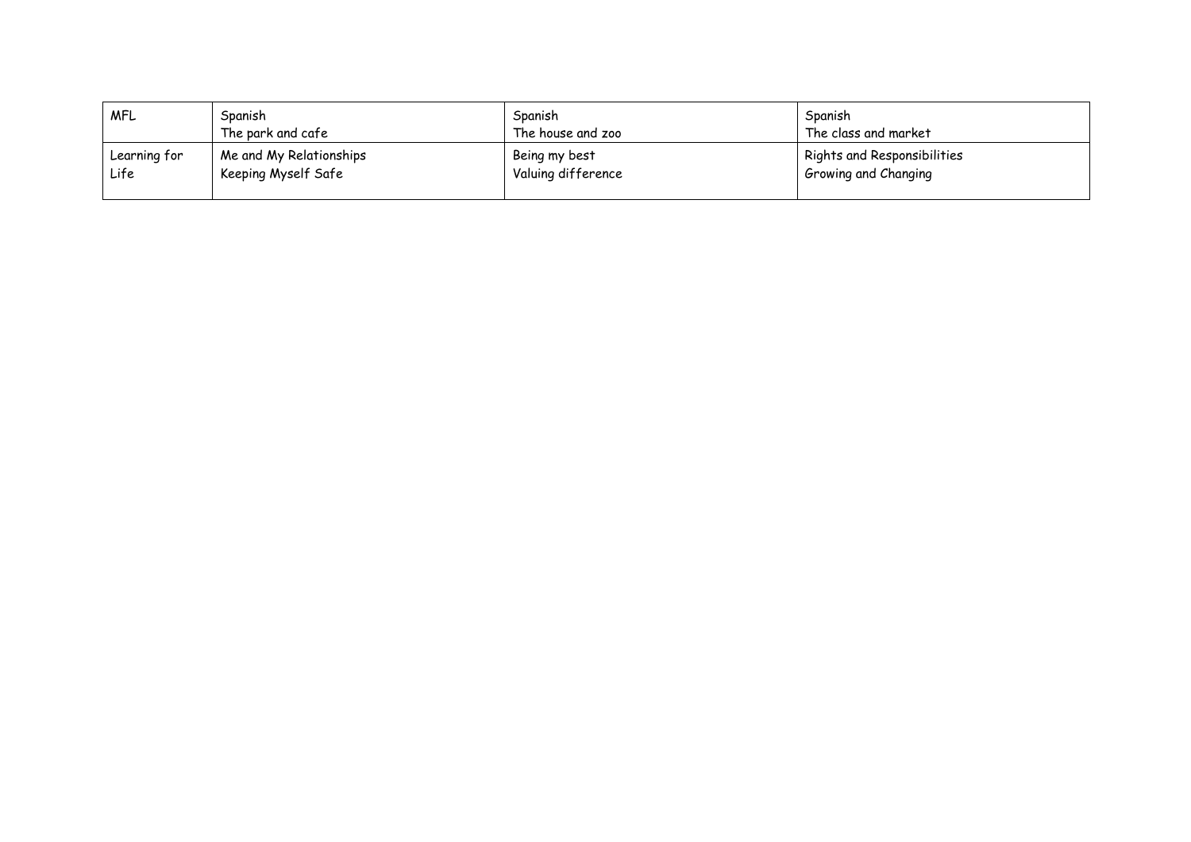| | | | |
|---|---|---|---|
| MFL | Spanish<br>The park and cafe | Spanish<br>The house and zoo | Spanish<br>The class and market |
| Learning for Life | Me and My Relationships<br>Keeping Myself Safe | Being my best<br>Valuing difference | Rights and Responsibilities<br>Growing and Changing |